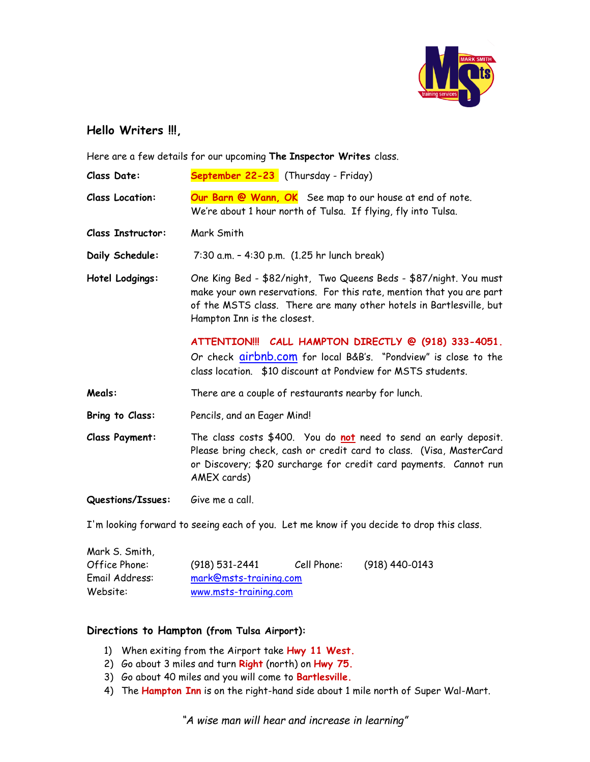## Hello Writers !!!,

Here are a few details for our upcoming **The Inspector Writes** class.

**Class Date:** **September 22-23** (Thursday - Friday)

**Class Location:** **Our Barn @ Wann, OK** See map to our house at end of note. We're about 1 hour north of Tulsa. If flying, fly into Tulsa.

**Class Instructor:** Mark Smith

**Daily Schedule:** 7:30 a.m. – 4:30 p.m. (1.25 hr lunch break)

**Hotel Lodgings:** One King Bed - $82/night, Two Queens Beds - $87/night. You must make your own reservations. For this rate, mention that you are part of the MSTS class. There are many other hotels in Bartlesville, but Hampton Inn is the closest.

**ATTENTION!!! CALL HAMPTON DIRECTLY @ (918) 333-4051.** Or check airbnb.com for local B&B's. "Pondview" is close to the class location. $10 discount at Pondview for MSTS students.

**Meals:** There are a couple of restaurants nearby for lunch.

**Bring to Class:** Pencils, and an Eager Mind!

**Class Payment:** The class costs $400. You do **not** need to send an early deposit. Please bring check, cash or credit card to class. (Visa, MasterCard or Discovery; $20 surcharge for credit card payments. Cannot run AMEX cards)

**Questions/Issues:** Give me a call.

I'm looking forward to seeing each of you. Let me know if you decide to drop this class.

Mark S. Smith,
Office Phone: (918) 531-2441 Cell Phone: (918) 440-0143
Email Address: mark@msts-training.com
Website: www.msts-training.com

### Directions to Hampton (from Tulsa Airport):

1) When exiting from the Airport take **Hwy 11 West.**
2) Go about 3 miles and turn **Right** (north) on **Hwy 75.**
3) Go about 40 miles and you will come to **Bartlesville.**
4) The **Hampton Inn** is on the right-hand side about 1 mile north of Super Wal-Mart.

*"A wise man will hear and increase in learning"*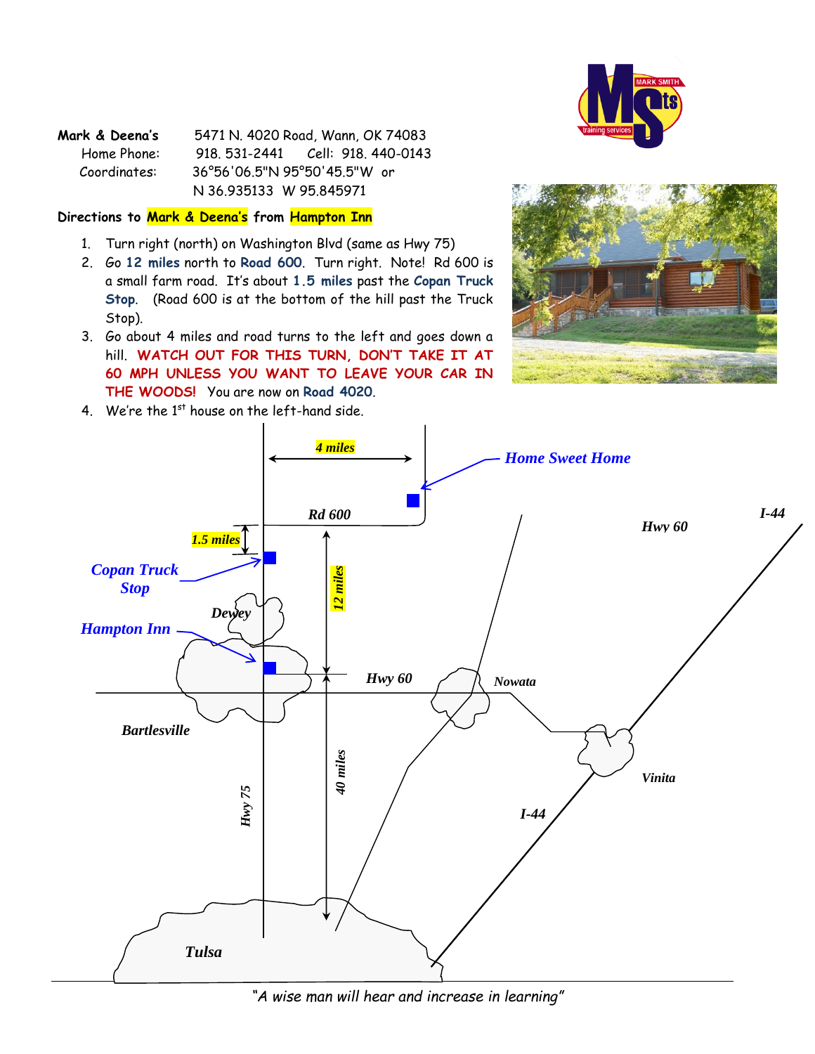**Mark & Deena's** 5471 N. 4020 Road, Wann, OK 74083

Home Phone: 918. 531-2441 Cell: 918. 440-0143

Coordinates: 36°56'06.5"N 95°50'45.5"W or

N 36.935133 W 95.845971

**Directions to Mark & Deena's from Hampton Inn**

1. Turn right (north) on Washington Blvd (same as Hwy 75)
2. Go **12 miles** north to **Road 600**. Turn right. Note! Rd 600 is a small farm road. It's about **1.5 miles** past the **Copan Truck Stop**. (Road 600 is at the bottom of the hill past the Truck Stop).
3. Go about 4 miles and road turns to the left and goes down a hill. **WATCH OUT FOR THIS TURN, DON'T TAKE IT AT 60 MPH UNLESS YOU WANT TO LEAVE YOUR CAR IN THE WOODS!** You are now on **Road 4020**.
4. We're the 1st house on the left-hand side.

4 miles

Home Sweet Home

Rd 600

1.5 miles

Copan Truck Stop

12 miles

Dewey

Hampton Inn

Hwy 60

Nowata

Bartlesville

40 miles

Hwy 75

Hwy 60

I-44

Vinita

I-44

Tulsa

*"A wise man will hear and increase in learning"*